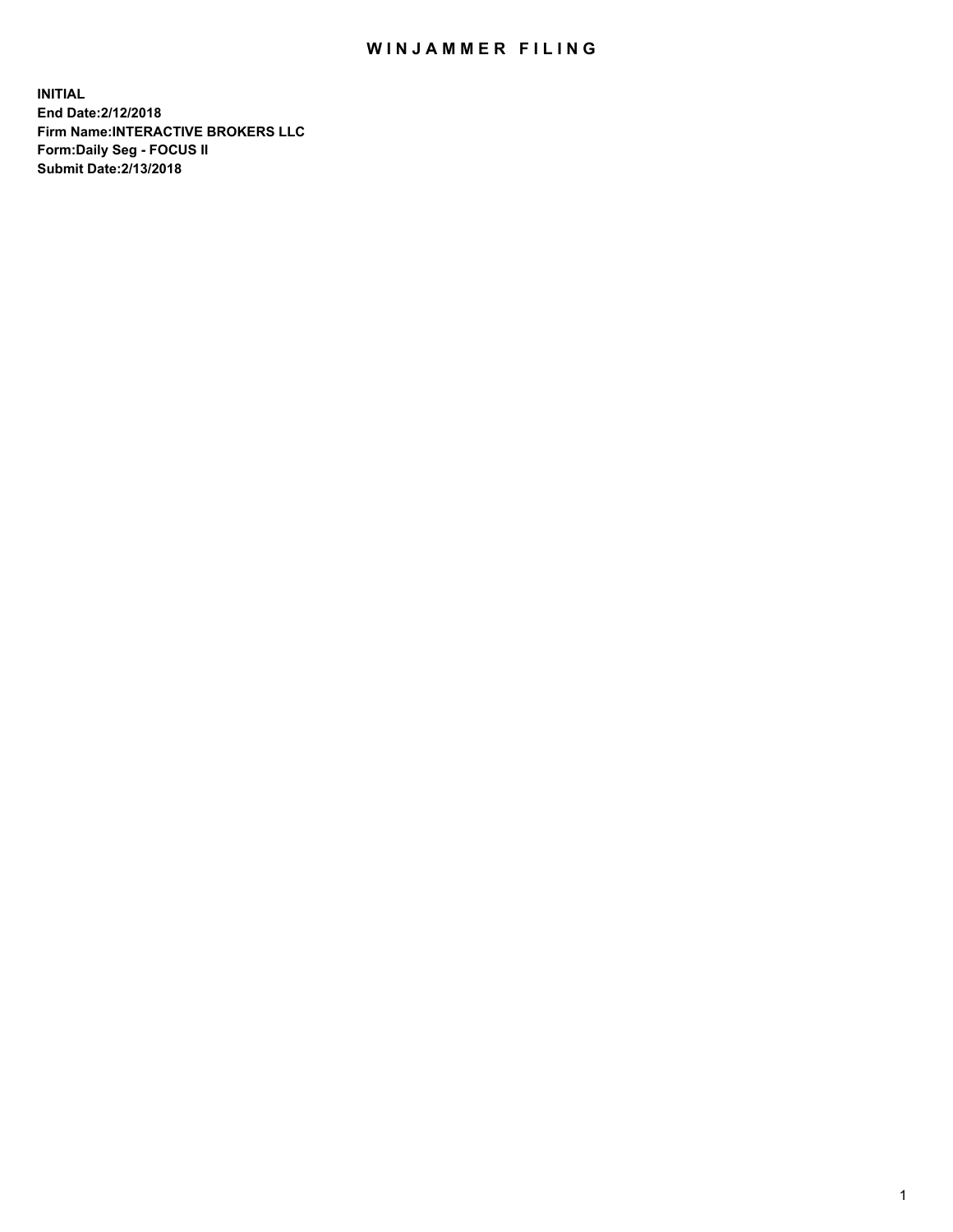# WINJAMMER FILING

**INITIAL**
**End Date:2/12/2018**
**Firm Name:INTERACTIVE BROKERS LLC**
**Form:Daily Seg - FOCUS II**
**Submit Date:2/13/2018**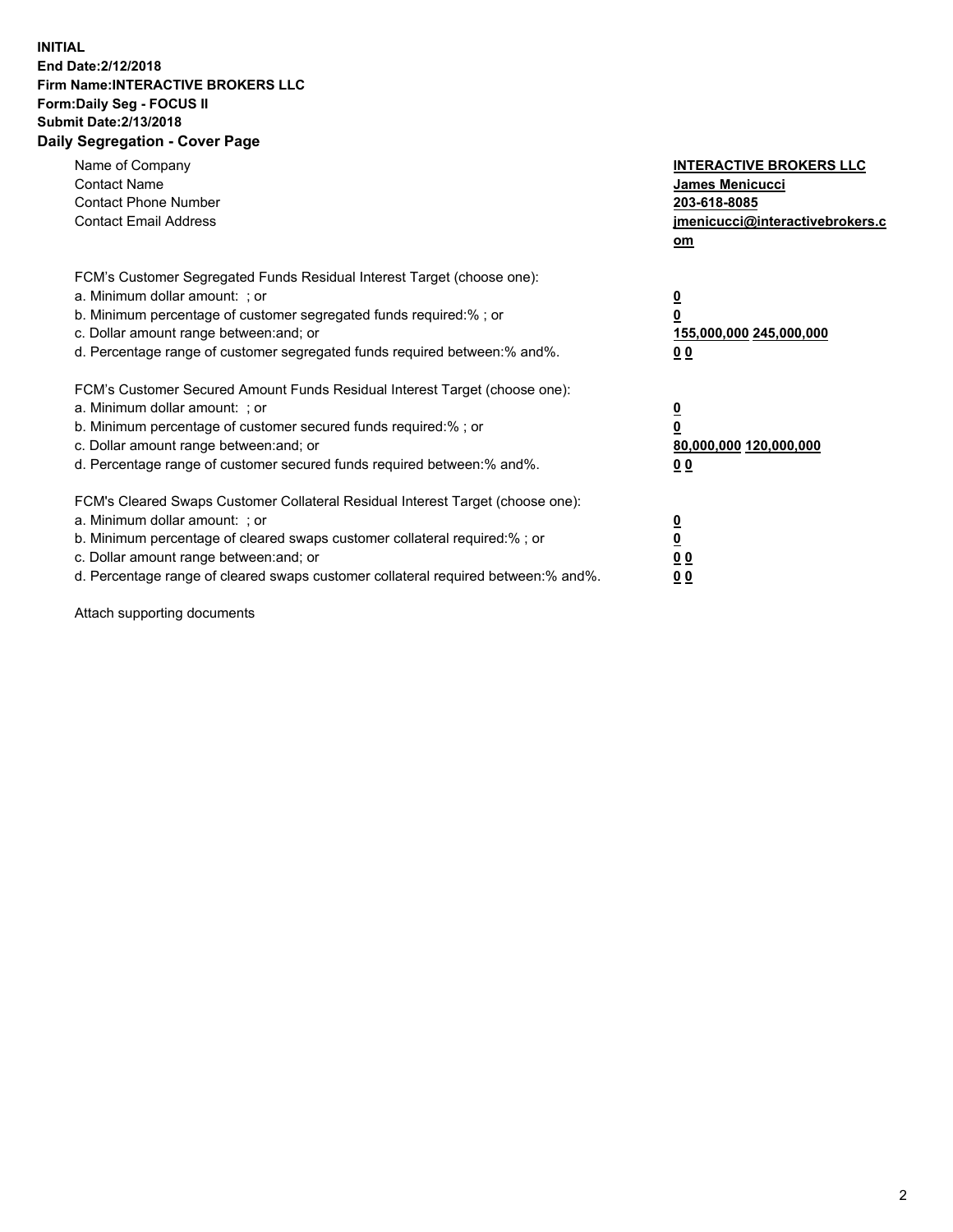**INITIAL**
**End Date:2/12/2018**
**Firm Name:INTERACTIVE BROKERS LLC**
**Form:Daily Seg - FOCUS II**
**Submit Date:2/13/2018**
**Daily Segregation - Cover Page**

| | |
|---|---|
| Name of Company | **INTERACTIVE BROKERS LLC** |
| Contact Name | **James Menicucci** |
| Contact Phone Number | **203-618-8085** |
| Contact Email Address | **jmenicucci@interactivebrokers.com** |

FCM's Customer Segregated Funds Residual Interest Target (choose one):

| | |
|---|---|
| a. Minimum dollar amount: ; or | **0** |
| b. Minimum percentage of customer segregated funds required:% ; or | **0** |
| c. Dollar amount range between:and; or | **155,000,000 245,000,000** |
| d. Percentage range of customer segregated funds required between:% and%. | **0 0** |

FCM's Customer Secured Amount Funds Residual Interest Target (choose one):

| | |
|---|---|
| a. Minimum dollar amount: ; or | **0** |
| b. Minimum percentage of customer secured funds required:% ; or | **0** |
| c. Dollar amount range between:and; or | **80,000,000 120,000,000** |
| d. Percentage range of customer secured funds required between:% and%. | **0 0** |

FCM's Cleared Swaps Customer Collateral Residual Interest Target (choose one):

| | |
|---|---|
| a. Minimum dollar amount: ; or | **0** |
| b. Minimum percentage of cleared swaps customer collateral required:% ; or | **0** |
| c. Dollar amount range between:and; or | **0 0** |
| d. Percentage range of cleared swaps customer collateral required between:% and%. | **0 0** |

Attach supporting documents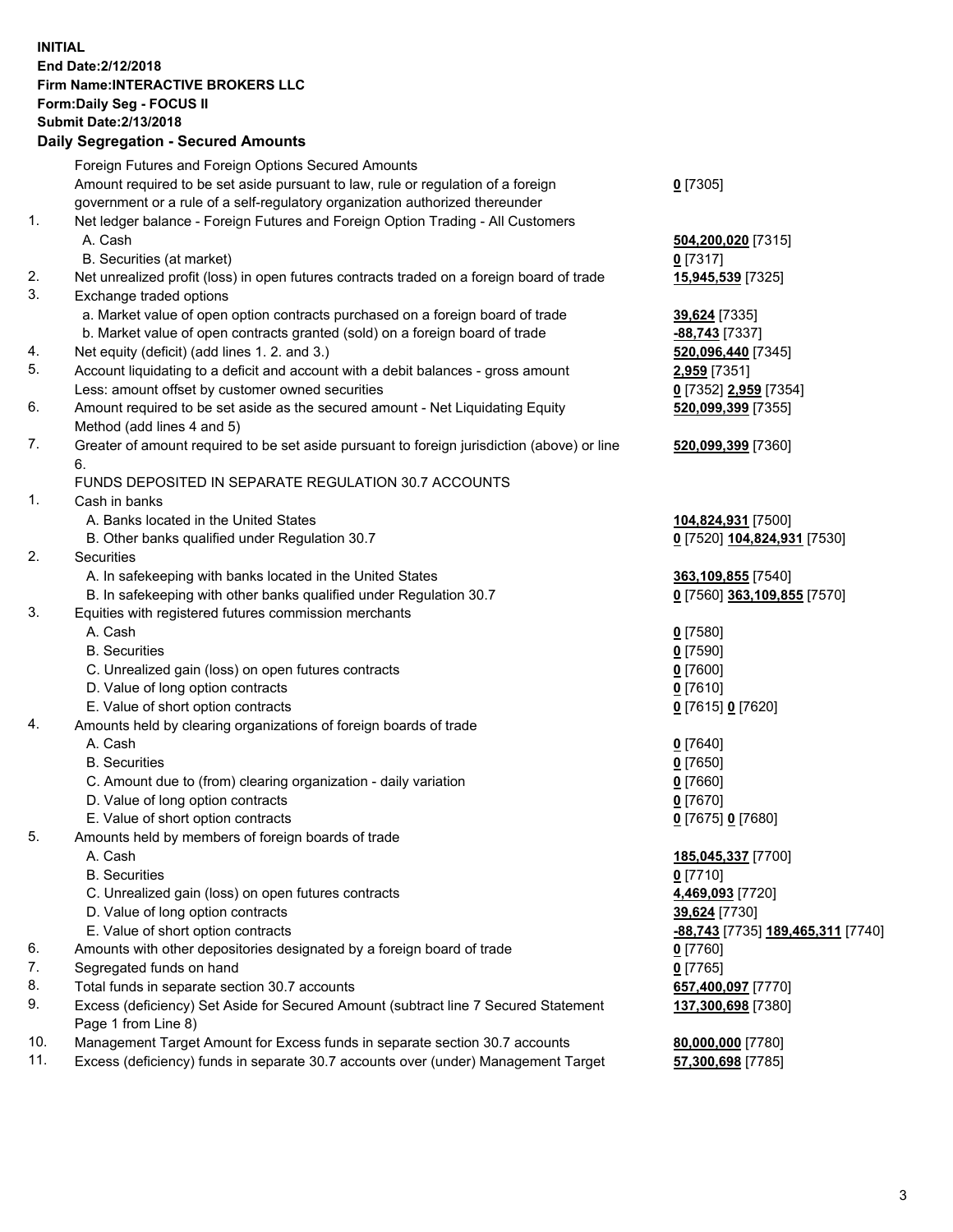**INITIAL**
**End Date:2/12/2018**
**Firm Name:INTERACTIVE BROKERS LLC**
**Form:Daily Seg - FOCUS II**
**Submit Date:2/13/2018**
**Daily Segregation - Secured Amounts**

| | | |
|---|---|---|
| | Foreign Futures and Foreign Options Secured Amounts | |
| | Amount required to be set aside pursuant to law, rule or regulation of a foreign government or a rule of a self-regulatory organization authorized thereunder | **0** [7305] |
| 1. | Net ledger balance - Foreign Futures and Foreign Option Trading - All Customers | |
| | A. Cash | **504,200,020** [7315] |
| | B. Securities (at market) | **0** [7317] |
| 2. | Net unrealized profit (loss) in open futures contracts traded on a foreign board of trade | **15,945,539** [7325] |
| 3. | Exchange traded options | |
| | a. Market value of open option contracts purchased on a foreign board of trade | **39,624** [7335] |
| | b. Market value of open contracts granted (sold) on a foreign board of trade | **-88,743** [7337] |
| 4. | Net equity (deficit) (add lines 1. 2. and 3.) | **520,096,440** [7345] |
| 5. | Account liquidating to a deficit and account with a debit balances - gross amount | **2,959** [7351] |
| | Less: amount offset by customer owned securities | **0** [7352] **2,959** [7354] |
| 6. | Amount required to be set aside as the secured amount - Net Liquidating Equity Method (add lines 4 and 5) | **520,099,399** [7355] |
| 7. | Greater of amount required to be set aside pursuant to foreign jurisdiction (above) or line 6. | **520,099,399** [7360] |
| | FUNDS DEPOSITED IN SEPARATE REGULATION 30.7 ACCOUNTS | |
| 1. | Cash in banks | |
| | A. Banks located in the United States | **104,824,931** [7500] |
| | B. Other banks qualified under Regulation 30.7 | **0** [7520] **104,824,931** [7530] |
| 2. | Securities | |
| | A. In safekeeping with banks located in the United States | **363,109,855** [7540] |
| | B. In safekeeping with other banks qualified under Regulation 30.7 | **0** [7560] **363,109,855** [7570] |
| 3. | Equities with registered futures commission merchants | |
| | A. Cash | **0** [7580] |
| | B. Securities | **0** [7590] |
| | C. Unrealized gain (loss) on open futures contracts | **0** [7600] |
| | D. Value of long option contracts | **0** [7610] |
| | E. Value of short option contracts | **0** [7615] **0** [7620] |
| 4. | Amounts held by clearing organizations of foreign boards of trade | |
| | A. Cash | **0** [7640] |
| | B. Securities | **0** [7650] |
| | C. Amount due to (from) clearing organization - daily variation | **0** [7660] |
| | D. Value of long option contracts | **0** [7670] |
| | E. Value of short option contracts | **0** [7675] **0** [7680] |
| 5. | Amounts held by members of foreign boards of trade | |
| | A. Cash | **185,045,337** [7700] |
| | B. Securities | **0** [7710] |
| | C. Unrealized gain (loss) on open futures contracts | **4,469,093** [7720] |
| | D. Value of long option contracts | **39,624** [7730] |
| | E. Value of short option contracts | **-88,743** [7735] **189,465,311** [7740] |
| 6. | Amounts with other depositories designated by a foreign board of trade | **0** [7760] |
| 7. | Segregated funds on hand | **0** [7765] |
| 8. | Total funds in separate section 30.7 accounts | **657,400,097** [7770] |
| 9. | Excess (deficiency) Set Aside for Secured Amount (subtract line 7 Secured Statement Page 1 from Line 8) | **137,300,698** [7380] |
| 10. | Management Target Amount for Excess funds in separate section 30.7 accounts | **80,000,000** [7780] |
| 11. | Excess (deficiency) funds in separate 30.7 accounts over (under) Management Target | **57,300,698** [7785] |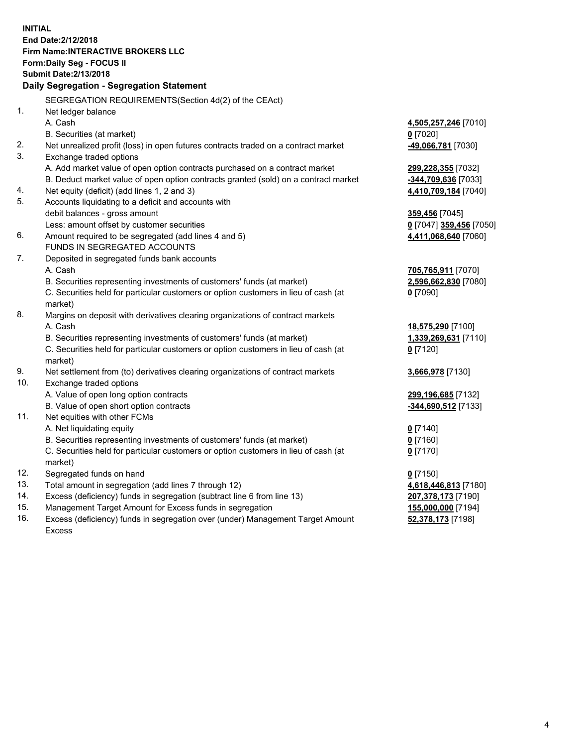**INITIAL**
**End Date:2/12/2018**
**Firm Name:INTERACTIVE BROKERS LLC**
**Form:Daily Seg - FOCUS II**
**Submit Date:2/13/2018**

**Daily Segregation - Segregation Statement**

SEGREGATION REQUIREMENTS(Section 4d(2) of the CEAct)

| | | |
|---|---|---|
| 1. | Net ledger balance | |
| | A. Cash | **4,505,257,246** [7010] |
| | B. Securities (at market) | **0** [7020] |
| 2. | Net unrealized profit (loss) in open futures contracts traded on a contract market | **-49,066,781** [7030] |
| 3. | Exchange traded options | |
| | A. Add market value of open option contracts purchased on a contract market | **299,228,355** [7032] |
| | B. Deduct market value of open option contracts granted (sold) on a contract market | **-344,709,636** [7033] |
| 4. | Net equity (deficit) (add lines 1, 2 and 3) | **4,410,709,184** [7040] |
| 5. | Accounts liquidating to a deficit and accounts with debit balances - gross amount | **359,456** [7045] |
| | Less: amount offset by customer securities | **0** [7047] **359,456** [7050] |
| 6. | Amount required to be segregated (add lines 4 and 5) | **4,411,068,640** [7060] |
| | FUNDS IN SEGREGATED ACCOUNTS | |
| 7. | Deposited in segregated funds bank accounts | |
| | A. Cash | **705,765,911** [7070] |
| | B. Securities representing investments of customers' funds (at market) | **2,596,662,830** [7080] |
| | C. Securities held for particular customers or option customers in lieu of cash (at market) | **0** [7090] |
| 8. | Margins on deposit with derivatives clearing organizations of contract markets | |
| | A. Cash | **18,575,290** [7100] |
| | B. Securities representing investments of customers' funds (at market) | **1,339,269,631** [7110] |
| | C. Securities held for particular customers or option customers in lieu of cash (at market) | **0** [7120] |
| 9. | Net settlement from (to) derivatives clearing organizations of contract markets | **3,666,978** [7130] |
| 10. | Exchange traded options | |
| | A. Value of open long option contracts | **299,196,685** [7132] |
| | B. Value of open short option contracts | **-344,690,512** [7133] |
| 11. | Net equities with other FCMs | |
| | A. Net liquidating equity | **0** [7140] |
| | B. Securities representing investments of customers' funds (at market) | **0** [7160] |
| | C. Securities held for particular customers or option customers in lieu of cash (at market) | **0** [7170] |
| 12. | Segregated funds on hand | **0** [7150] |
| 13. | Total amount in segregation (add lines 7 through 12) | **4,618,446,813** [7180] |
| 14. | Excess (deficiency) funds in segregation (subtract line 6 from line 13) | **207,378,173** [7190] |
| 15. | Management Target Amount for Excess funds in segregation | **155,000,000** [7194] |
| 16. | Excess (deficiency) funds in segregation over (under) Management Target Amount Excess | **52,378,173** [7198] |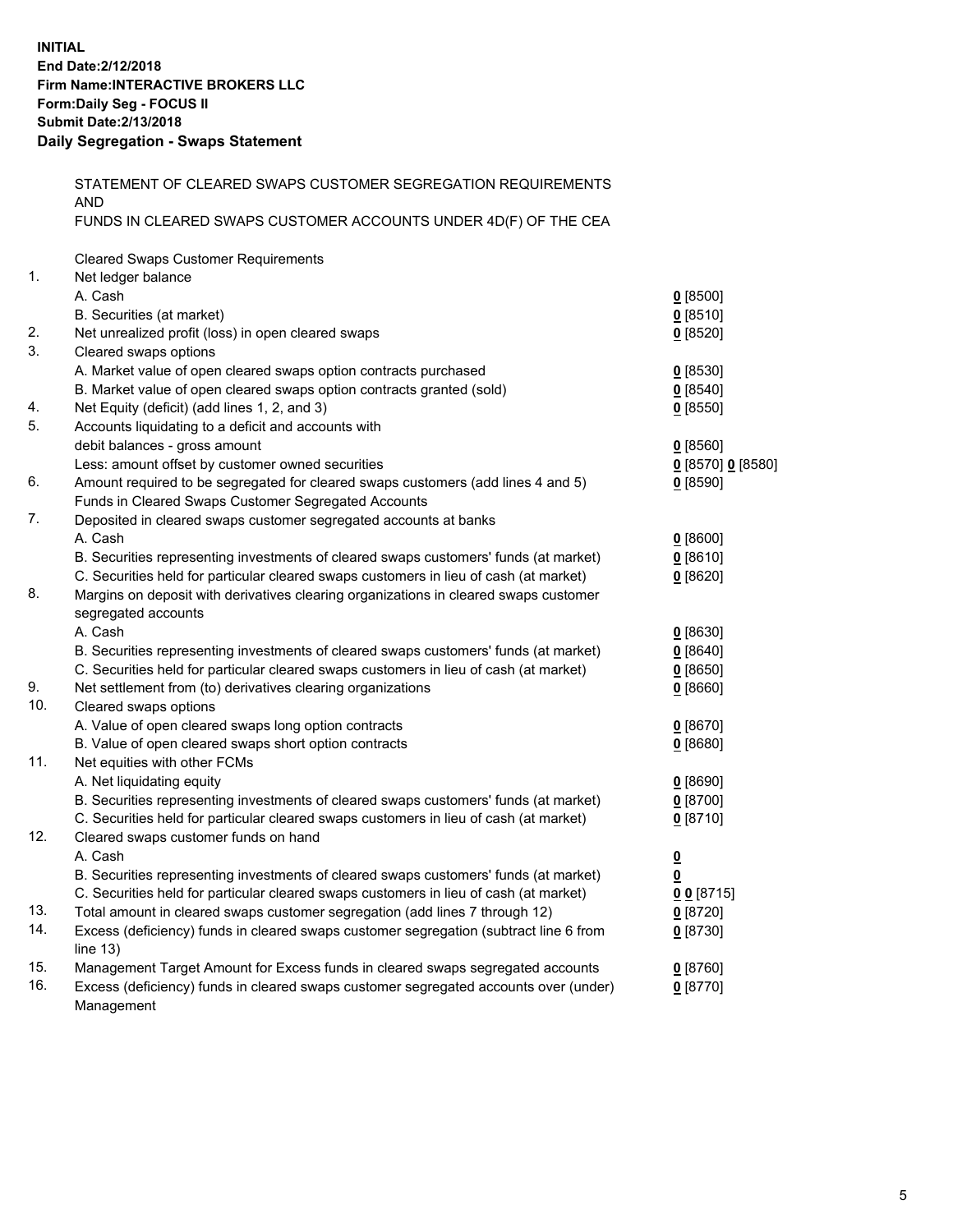**INITIAL**
**End Date:2/12/2018**
**Firm Name:INTERACTIVE BROKERS LLC**
**Form:Daily Seg - FOCUS II**
**Submit Date:2/13/2018**
**Daily Segregation - Swaps Statement**

STATEMENT OF CLEARED SWAPS CUSTOMER SEGREGATION REQUIREMENTS AND
FUNDS IN CLEARED SWAPS CUSTOMER ACCOUNTS UNDER 4D(F) OF THE CEA

| | | |
|---|---|---|
| | Cleared Swaps Customer Requirements | |
| 1. | Net ledger balance | |
| | A. Cash | 0 [8500] |
| | B. Securities (at market) | 0 [8510] |
| 2. | Net unrealized profit (loss) in open cleared swaps | 0 [8520] |
| 3. | Cleared swaps options | |
| | A. Market value of open cleared swaps option contracts purchased | 0 [8530] |
| | B. Market value of open cleared swaps option contracts granted (sold) | 0 [8540] |
| 4. | Net Equity (deficit) (add lines 1, 2, and 3) | 0 [8550] |
| 5. | Accounts liquidating to a deficit and accounts with | |
| | debit balances - gross amount | 0 [8560] |
| | Less: amount offset by customer owned securities | 0 [8570] 0 [8580] |
| 6. | Amount required to be segregated for cleared swaps customers (add lines 4 and 5) | 0 [8590] |
| | Funds in Cleared Swaps Customer Segregated Accounts | |
| 7. | Deposited in cleared swaps customer segregated accounts at banks | |
| | A. Cash | 0 [8600] |
| | B. Securities representing investments of cleared swaps customers' funds (at market) | 0 [8610] |
| | C. Securities held for particular cleared swaps customers in lieu of cash (at market) | 0 [8620] |
| 8. | Margins on deposit with derivatives clearing organizations in cleared swaps customer segregated accounts | |
| | A. Cash | 0 [8630] |
| | B. Securities representing investments of cleared swaps customers' funds (at market) | 0 [8640] |
| | C. Securities held for particular cleared swaps customers in lieu of cash (at market) | 0 [8650] |
| 9. | Net settlement from (to) derivatives clearing organizations | 0 [8660] |
| 10. | Cleared swaps options | |
| | A. Value of open cleared swaps long option contracts | 0 [8670] |
| | B. Value of open cleared swaps short option contracts | 0 [8680] |
| 11. | Net equities with other FCMs | |
| | A. Net liquidating equity | 0 [8690] |
| | B. Securities representing investments of cleared swaps customers' funds (at market) | 0 [8700] |
| | C. Securities held for particular cleared swaps customers in lieu of cash (at market) | 0 [8710] |
| 12. | Cleared swaps customer funds on hand | |
| | A. Cash | 0 |
| | B. Securities representing investments of cleared swaps customers' funds (at market) | 0 |
| | C. Securities held for particular cleared swaps customers in lieu of cash (at market) | 0 0 [8715] |
| 13. | Total amount in cleared swaps customer segregation (add lines 7 through 12) | 0 [8720] |
| 14. | Excess (deficiency) funds in cleared swaps customer segregation (subtract line 6 from line 13) | 0 [8730] |
| 15. | Management Target Amount for Excess funds in cleared swaps segregated accounts | 0 [8760] |
| 16. | Excess (deficiency) funds in cleared swaps customer segregated accounts over (under) Management | 0 [8770] |